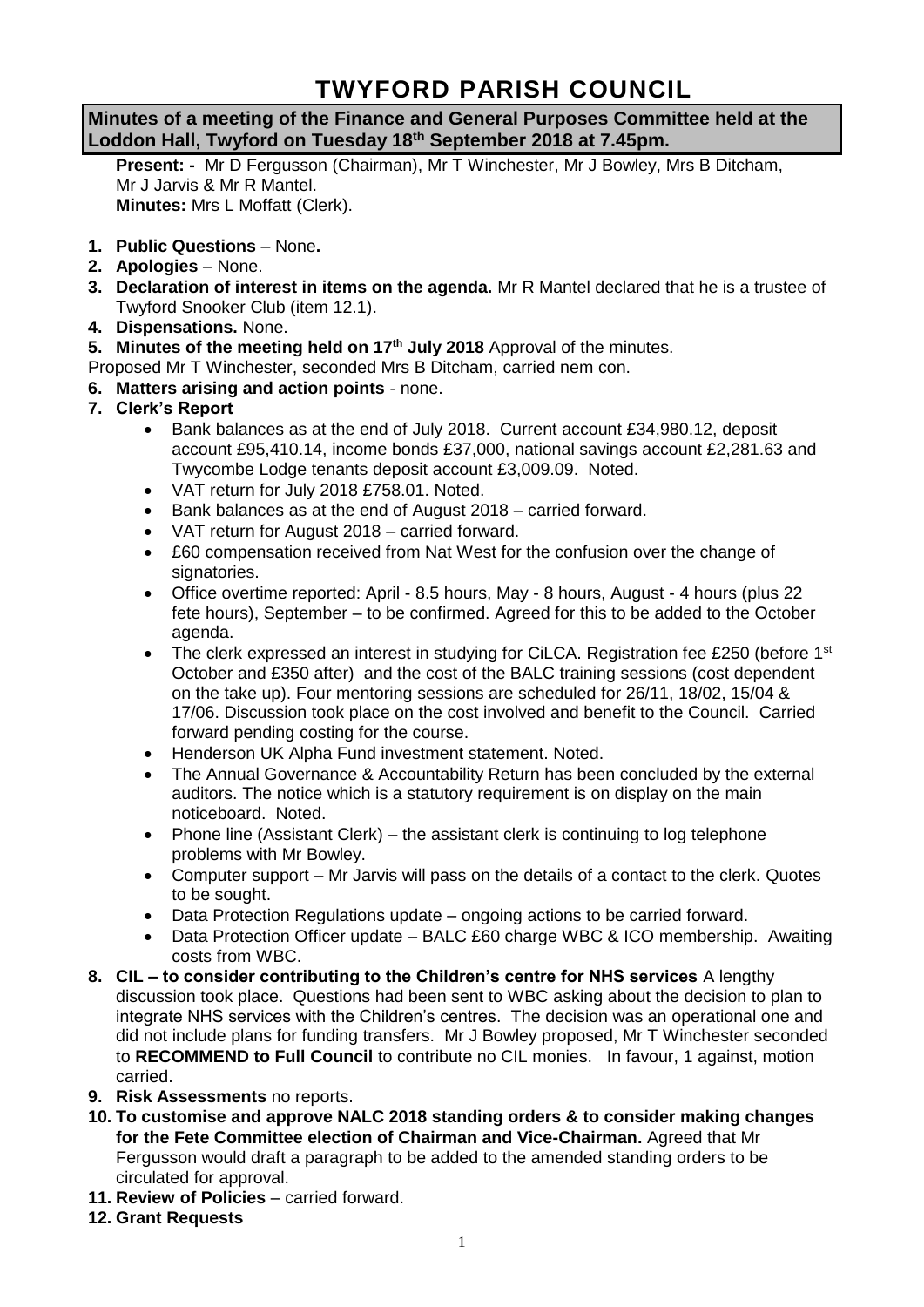# TWYFORD PARISH COUNCIL

**Minutes of a meeting of the Finance and General Purposes Committee held at the Loddon Hall, Twyford on Tuesday 18th September 2018 at 7.45pm.**

**Present: -** Mr D Fergusson (Chairman), Mr T Winchester, Mr J Bowley, Mrs B Ditcham, Mr J Jarvis & Mr R Mantel.
**Minutes:** Mrs L Moffatt (Clerk).

1. **Public Questions** – None**.**
2. **Apologies** – None.
3. **Declaration of interest in items on the agenda.** Mr R Mantel declared that he is a trustee of Twyford Snooker Club (item 12.1).
4. **Dispensations.** None.
5. **Minutes of the meeting held on 17th July 2018** Approval of the minutes.

Proposed Mr T Winchester, seconded Mrs B Ditcham, carried nem con.

6. **Matters arising and action points** - none.
7. **Clerk's Report**
   - Bank balances as at the end of July 2018. Current account £34,980.12, deposit account £95,410.14, income bonds £37,000, national savings account £2,281.63 and Twycombe Lodge tenants deposit account £3,009.09. Noted.
   - VAT return for July 2018 £758.01. Noted.
   - Bank balances as at the end of August 2018 – carried forward.
   - VAT return for August 2018 – carried forward.
   - £60 compensation received from Nat West for the confusion over the change of signatories.
   - Office overtime reported: April - 8.5 hours, May - 8 hours, August - 4 hours (plus 22 fete hours), September – to be confirmed. Agreed for this to be added to the October agenda.
   - The clerk expressed an interest in studying for CiLCA. Registration fee £250 (before 1st October and £350 after) and the cost of the BALC training sessions (cost dependent on the take up). Four mentoring sessions are scheduled for 26/11, 18/02, 15/04 & 17/06. Discussion took place on the cost involved and benefit to the Council. Carried forward pending costing for the course.
   - Henderson UK Alpha Fund investment statement. Noted.
   - The Annual Governance & Accountability Return has been concluded by the external auditors. The notice which is a statutory requirement is on display on the main noticeboard. Noted.
   - Phone line (Assistant Clerk) – the assistant clerk is continuing to log telephone problems with Mr Bowley.
   - Computer support – Mr Jarvis will pass on the details of a contact to the clerk. Quotes to be sought.
   - Data Protection Regulations update – ongoing actions to be carried forward.
   - Data Protection Officer update – BALC £60 charge WBC & ICO membership. Awaiting costs from WBC.
8. **CIL – to consider contributing to the Children's centre for NHS services** A lengthy discussion took place. Questions had been sent to WBC asking about the decision to plan to integrate NHS services with the Children's centres. The decision was an operational one and did not include plans for funding transfers. Mr J Bowley proposed, Mr T Winchester seconded to **RECOMMEND to Full Council** to contribute no CIL monies. In favour, 1 against, motion carried.
9. **Risk Assessments** no reports.
10. **To customise and approve NALC 2018 standing orders & to consider making changes for the Fete Committee election of Chairman and Vice-Chairman.** Agreed that Mr Fergusson would draft a paragraph to be added to the amended standing orders to be circulated for approval.
11. **Review of Policies** – carried forward.
12. **Grant Requests**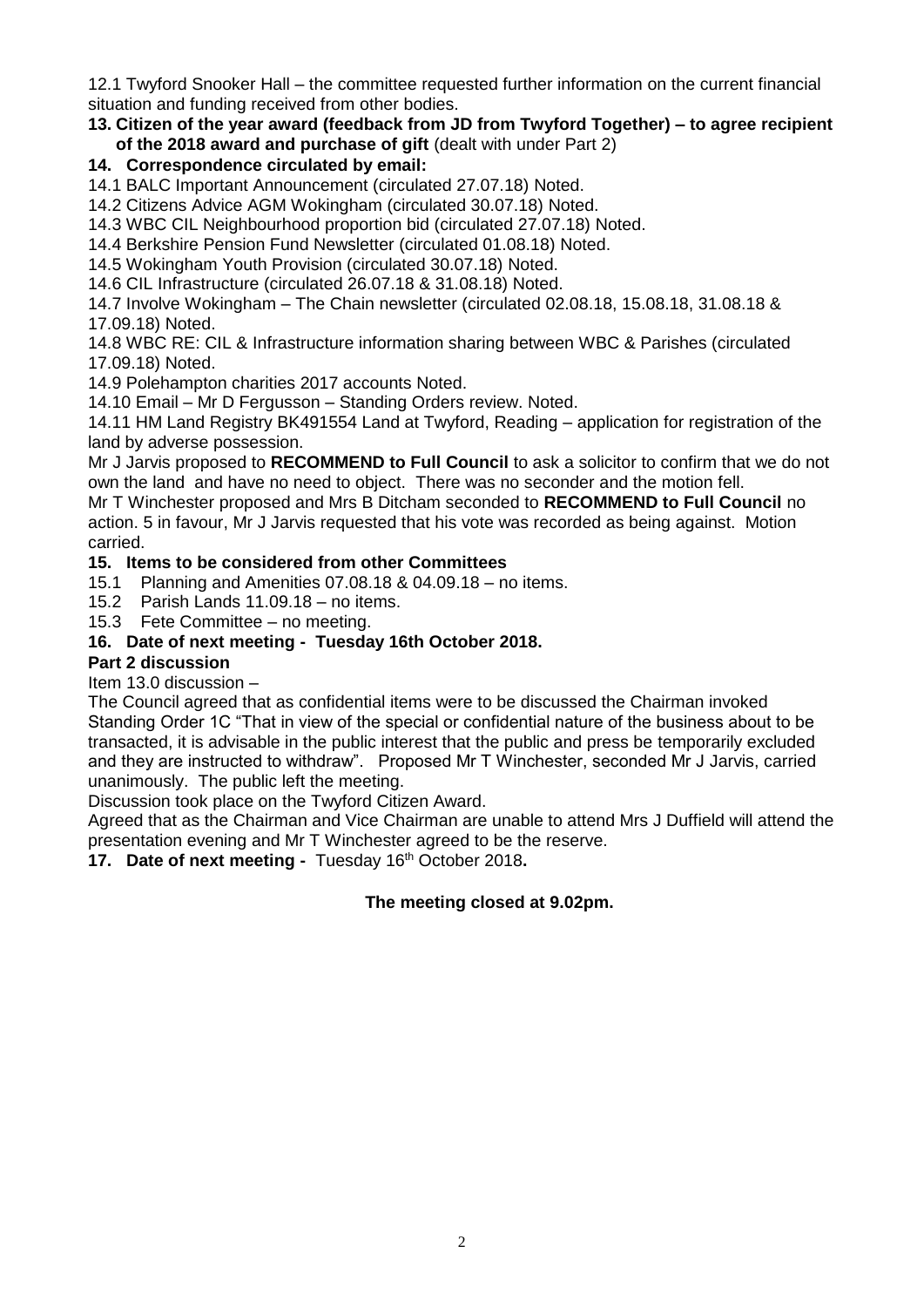12.1 Twyford Snooker Hall – the committee requested further information on the current financial situation and funding received from other bodies.

**13. Citizen of the year award (feedback from JD from Twyford Together) – to agree recipient of the 2018 award and purchase of gift** (dealt with under Part 2)

**14. Correspondence circulated by email:**

14.1 BALC Important Announcement (circulated 27.07.18) Noted.

14.2 Citizens Advice AGM Wokingham (circulated 30.07.18) Noted.

14.3 WBC CIL Neighbourhood proportion bid (circulated 27.07.18) Noted.

14.4 Berkshire Pension Fund Newsletter (circulated 01.08.18) Noted.

14.5 Wokingham Youth Provision (circulated 30.07.18) Noted.

14.6 CIL Infrastructure (circulated 26.07.18 & 31.08.18) Noted.

14.7 Involve Wokingham – The Chain newsletter (circulated 02.08.18, 15.08.18, 31.08.18 & 17.09.18) Noted.

14.8 WBC RE: CIL & Infrastructure information sharing between WBC & Parishes (circulated 17.09.18) Noted.

14.9 Polehampton charities 2017 accounts Noted.

14.10 Email – Mr D Fergusson – Standing Orders review. Noted.

14.11 HM Land Registry BK491554 Land at Twyford, Reading – application for registration of the land by adverse possession.

Mr J Jarvis proposed to **RECOMMEND to Full Council** to ask a solicitor to confirm that we do not own the land and have no need to object. There was no seconder and the motion fell.

Mr T Winchester proposed and Mrs B Ditcham seconded to **RECOMMEND to Full Council** no action. 5 in favour, Mr J Jarvis requested that his vote was recorded as being against. Motion carried.

**15. Items to be considered from other Committees**

15.1 Planning and Amenities 07.08.18 & 04.09.18 – no items.

15.2 Parish Lands 11.09.18 – no items.

15.3 Fete Committee – no meeting.

**16. Date of next meeting - Tuesday 16th October 2018.**

**Part 2 discussion**

Item 13.0 discussion –

The Council agreed that as confidential items were to be discussed the Chairman invoked Standing Order 1C "That in view of the special or confidential nature of the business about to be transacted, it is advisable in the public interest that the public and press be temporarily excluded and they are instructed to withdraw". Proposed Mr T Winchester, seconded Mr J Jarvis, carried unanimously. The public left the meeting.

Discussion took place on the Twyford Citizen Award.

Agreed that as the Chairman and Vice Chairman are unable to attend Mrs J Duffield will attend the presentation evening and Mr T Winchester agreed to be the reserve.

**17. Date of next meeting -** Tuesday 16th October 2018**.**

**The meeting closed at 9.02pm.**